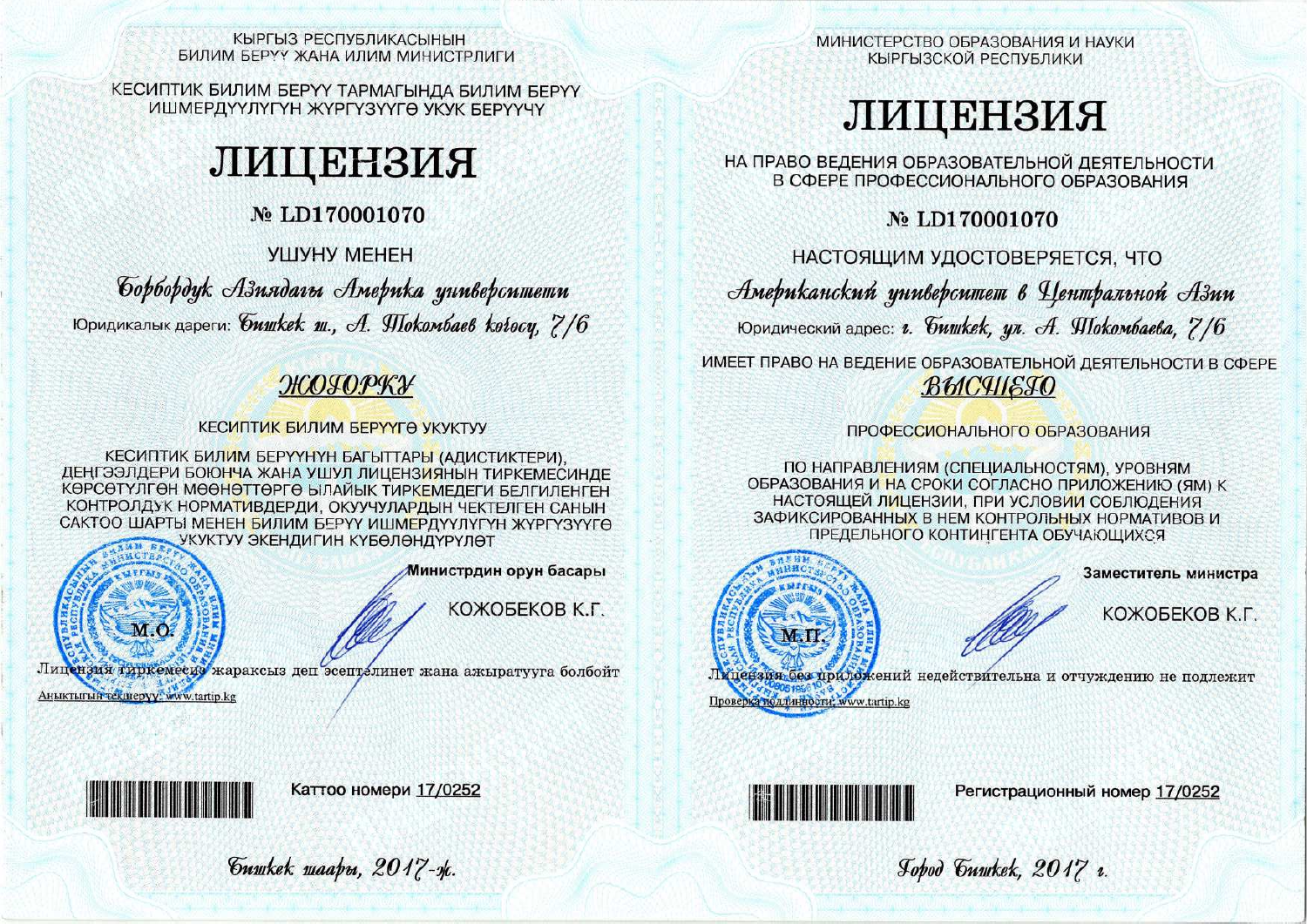КЫРГЫЗ РЕСПУБЛИКАСЫНЫН
БИЛИМ БЕРҮҮ ЖАНА ИЛИМ МИНИСТРЛИГИ

КЕСИПТИК БИЛИМ БЕРҮҮ ТАРМАГЫНДА БИЛИМ БЕРҮҮ
ИШМЕРДҮҮЛҮГҮН ЖҮРГҮЗҮҮГӨ УКУК БЕРҮҮЧҮ

# ЛИЦЕНЗИЯ

## № LD170001070

УШУНУ МЕНЕН

*Борбордук Азиядагы Америка университети*

Юридикалык дареги: *Бишкек ш., А. Токомбаев көчөсү, 7/6*

***ЖОГОРКУ***

КЕСИПТИК БИЛИМ БЕРҮҮГӨ УКУКТУУ

КЕСИПТИК БИЛИМ БЕРҮҮНҮН БАГЫТТАРЫ (АДИСТИКТЕРИ), ДЕҢГЭЭЛДЕРИ БОЮНЧА ЖАНА УШУЛ ЛИЦЕНЗИЯНЫН ТИРКЕМЕСИНДЕ КӨРСӨТҮЛГӨН МӨӨНӨТТӨРГӨ ЫЛАЙЫК ТИРКЕМЕДЕГИ БЕЛГИЛЕНГЕН КОНТРОЛДУК НОРМАТИВДЕРДИ, ОКУУЧУЛАРДЫН ЧЕКТЕЛГЕН САНЫН САКТОО ШАРТЫ МЕНЕН БИЛИМ БЕРҮҮ ИШМЕРДҮҮЛҮГҮН ЖҮРГҮЗҮҮГӨ УКУКТУУ ЭКЕНДИГИН КҮБӨЛӨНДҮРҮЛӨТ

М.О.

**Министрдин орун басары**

КОЖОБЕКОВ К.Г.

Лицензия тиркемесиз жараксыз деп эсептелинет жана ажыратууга болбойт

Аныктыгын текшерүү: www.tartip.kg

Каттоо номери 17/0252

*Бишкек шаары, 2017-ж.*

---

МИНИСТЕРСТВО ОБРАЗОВАНИЯ И НАУКИ
КЫРГЫЗСКОЙ РЕСПУБЛИКИ

# ЛИЦЕНЗИЯ

НА ПРАВО ВЕДЕНИЯ ОБРАЗОВАТЕЛЬНОЙ ДЕЯТЕЛЬНОСТИ
В СФЕРЕ ПРОФЕССИОНАЛЬНОГО ОБРАЗОВАНИЯ

## № LD170001070

НАСТОЯЩИМ УДОСТОВЕРЯЕТСЯ, ЧТО

*Американский университет в Центральной Азии*

Юридический адрес: *г. Бишкек, ул. А. Токомбаева, 7/6*

ИМЕЕТ ПРАВО НА ВЕДЕНИЕ ОБРАЗОВАТЕЛЬНОЙ ДЕЯТЕЛЬНОСТИ В СФЕРЕ

***ВЫСШЕГО***

ПРОФЕССИОНАЛЬНОГО ОБРАЗОВАНИЯ

ПО НАПРАВЛЕНИЯМ (СПЕЦИАЛЬНОСТЯМ), УРОВНЯМ ОБРАЗОВАНИЯ И НА СРОКИ СОГЛАСНО ПРИЛОЖЕНИЮ (ЯМ) К НАСТОЯЩЕЙ ЛИЦЕНЗИИ, ПРИ УСЛОВИИ СОБЛЮДЕНИЯ ЗАФИКСИРОВАННЫХ В НЕМ КОНТРОЛЬНЫХ НОРМАТИВОВ И ПРЕДЕЛЬНОГО КОНТИНГЕНТА ОБУЧАЮЩИХСЯ

М.П.

**Заместитель министра**

КОЖОБЕКОВ К.Г.

Лицензия без приложений недействительна и отчуждению не подлежит

Проверка подлинности: www.tartip.kg

Регистрационный номер 17/0252

*Город Бишкек, 2017 г.*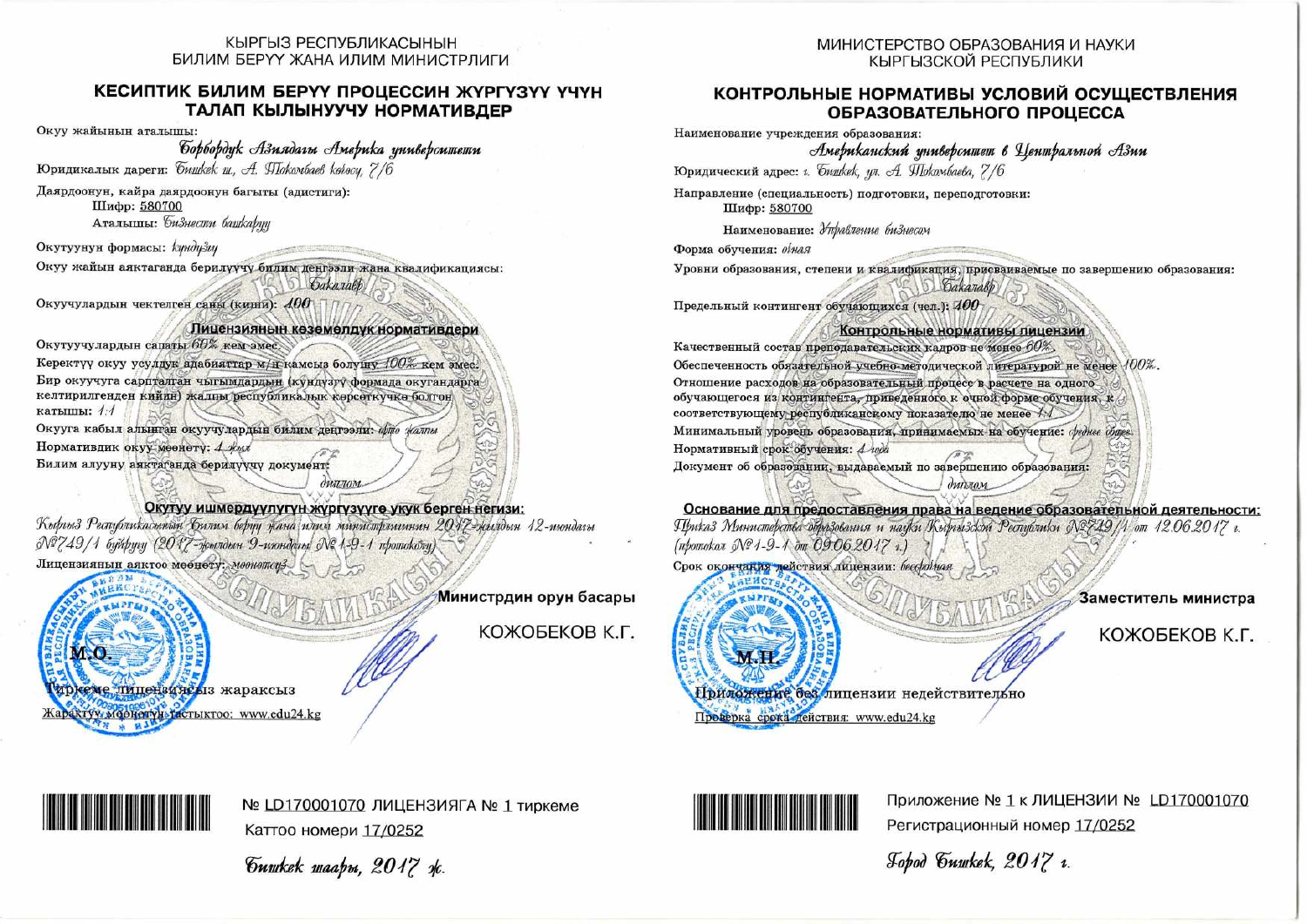КЫРГЫЗ РЕСПУБЛИКАСЫНЫН
БИЛИМ БЕРҮҮ ЖАНА ИЛИМ МИНИСТРЛИГИ

## КЕСИПТИК БИЛИМ БЕРҮҮ ПРОЦЕССИН ЖҮРГҮЗҮҮ ҮЧҮН ТАЛАП КЫЛЫНУУЧУ НОРМАТИВДЕР

Окуу жайынын аталышы:
*Борбордук Азиядагы Америка университети*

Юридикалык дареги: *Бишкек ш., А. Токомбаев көчөсү, 7/6*

Даярдоонун, кайра даярдоонун багыты (адистиги):
Шифр: 580700
Аталышы: *Бизнести башкаруу*

Окутуунун формасы: *күндүзгү*

Окуу жайын аяктаганда берилүүчү билим деңгээли жана квалификациясы:
*Бакалавр*

Окуучулардын чектелген саны (киши): *400*

**Лицензиянын көзөмөлдүк нормативдери**

Окутуучулардын сапаты *60%* кем эмес.

Керектүү окуу усулдук адабияттар м/н камсыз болушу *100%* кем эмес.

Бир окуучуга сарпталган чыгымдардын (күндүзгү формада окугандарга келтирилгенден кийин) жалпы республикалык көрсөткүчкө болгон катышы: *1:1*

Окууга кабыл алынган окуучулардын билим деңгээли: *орто жалпы*

Нормативдик окуу мөөнөтү: *4 жыл*

Билим алууну аяктаганда берилүүчү документ:
*диплом*

**Окутуу ишмердүүлүгүн жүргүзүүгө укук берген негизи:**
*Кыргыз Республикасынын Билим берүү жана илим министрлигинин 2017-жылдын 12-июндагы №749/1 буйругу (2017-жылдын 9-июндагы №1-9-1 протоколу)*

Лицензиянын аяктоо мөөнөтү: *мөөнөтсүз*

М.О.

Министрдин орун басары

КОЖОБЕКОВ К.Г.

Тиркеме лицензиясыз жараксыз
Жарактуу мөөнөтүн тастыктоо: www.edu24.kg

№ LD170001070 ЛИЦЕНЗИЯГА № 1 тиркеме
Каттоо номери 17/0252

*Бишкек шаары, 2017 ж.*

---

МИНИСТЕРСТВО ОБРАЗОВАНИЯ И НАУКИ
КЫРГЫЗСКОЙ РЕСПУБЛИКИ

## КОНТРОЛЬНЫЕ НОРМАТИВЫ УСЛОВИЙ ОСУЩЕСТВЛЕНИЯ ОБРАЗОВАТЕЛЬНОГО ПРОЦЕССА

Наименование учреждения образования:
*Американский университет в Центральной Азии*

Юридический адрес: *г. Бишкек, ул. А. Токомбаева, 7/6*

Направление (специальность) подготовки, переподготовки:
Шифр: 580700
Наименование: *Управление бизнесом*

Форма обучения: *очная*

Уровни образования, степени и квалификация, присваиваемые по завершению образования:
*Бакалавр*

Предельный контингент обучающихся (чел.): *400*

**Контрольные нормативы лицензии**

Качественный состав преподавательских кадров не менее *60%*.

Обеспеченность обязательной учебно-методической литературой не менее *100%*.

Отношение расходов на образовательный процесс в расчете на одного обучающегося из контингента, приведенного к очной форме обучения, к соответствующему республиканскому показателю не менее *1:1*

Минимальный уровень образования, принимаемых на обучение: *среднее общее*

Нормативный срок обучения: *4 года*

Документ об образовании, выдаваемый по завершению образования:
*диплом*

**Основание для предоставления права на ведение образовательной деятельности:**
*Приказ Министерства образования и науки Кыргызской Республики №749/1 от 12.06.2017 г. (протокол №1-9-1 от 09.06.2017 г.)*

Срок окончания действия лицензии: *бессрочная*

М.П.

Заместитель министра

КОЖОБЕКОВ К.Г.

Приложение без лицензии недействительно
Проверка срока действия: www.edu24.kg

Приложение № 1 к ЛИЦЕНЗИИ № LD170001070
Регистрационный номер 17/0252

*Город Бишкек, 2017 г.*